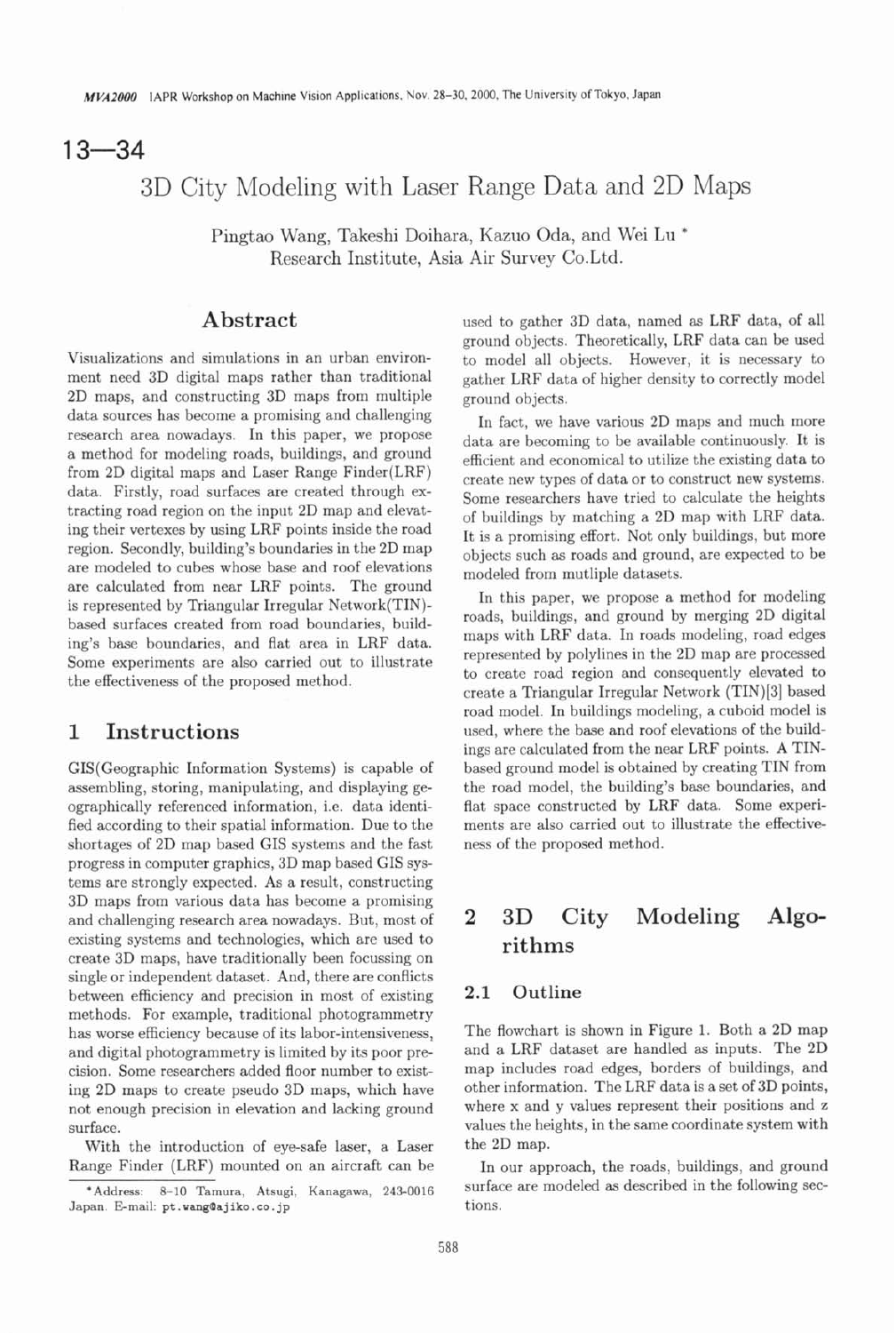# 13—34

# 3D City Modeling with Laser Range Data and 2D Maps

Pingtao Wang, Takeshi Doihara, Kazuo Oda, and Wei Lu *
Research Institute, Asia Air Survey Co.Ltd.

## Abstract

Visualizations and simulations in an urban environment need 3D digital maps rather than traditional 2D maps, and constructing 3D maps from multiple data sources has become a promising and challenging research area nowadays. In this paper, we propose a method for modeling roads, buildings, and ground from 2D digital maps and Laser Range Finder(LRF) data. Firstly, road surfaces are created through extracting road region on the input 2D map and elevating their vertexes by using LRF points inside the road region. Secondly, building's boundaries in the 2D map are modeled to cubes whose base and roof elevations are calculated from near LRF points. The ground is represented by Triangular Irregular Network(TIN)-based surfaces created from road boundaries, building's base boundaries, and flat area in LRF data. Some experiments are also carried out to illustrate the effectiveness of the proposed method.

## 1 Instructions

GIS(Geographic Information Systems) is capable of assembling, storing, manipulating, and displaying geographically referenced information, i.e. data identified according to their spatial information. Due to the shortages of 2D map based GIS systems and the fast progress in computer graphics, 3D map based GIS systems are strongly expected. As a result, constructing 3D maps from various data has become a promising and challenging research area nowadays. But, most of existing systems and technologies, which are used to create 3D maps, have traditionally been focussing on single or independent dataset. And, there are conflicts between efficiency and precision in most of existing methods. For example, traditional photogrammetry has worse efficiency because of its labor-intensiveness, and digital photogrammetry is limited by its poor precision. Some researchers added floor number to existing 2D maps to create pseudo 3D maps, which have not enough precision in elevation and lacking ground surface.

With the introduction of eye-safe laser, a Laser Range Finder (LRF) mounted on an aircraft can be used to gather 3D data, named as LRF data, of all ground objects. Theoretically, LRF data can be used to model all objects. However, it is necessary to gather LRF data of higher density to correctly model ground objects.

In fact, we have various 2D maps and much more data are becoming to be available continuously. It is efficient and economical to utilize the existing data to create new types of data or to construct new systems. Some researchers have tried to calculate the heights of buildings by matching a 2D map with LRF data. It is a promising effort. Not only buildings, but more objects such as roads and ground, are expected to be modeled from mutliple datasets.

In this paper, we propose a method for modeling roads, buildings, and ground by merging 2D digital maps with LRF data. In roads modeling, road edges represented by polylines in the 2D map are processed to create road region and consequently elevated to create a Triangular Irregular Network (TIN)[3] based road model. In buildings modeling, a cuboid model is used, where the base and roof elevations of the buildings are calculated from the near LRF points. A TIN-based ground model is obtained by creating TIN from the road model, the building's base boundaries, and flat space constructed by LRF data. Some experiments are also carried out to illustrate the effectiveness of the proposed method.

## 2 3D City Modeling Algorithms

### 2.1 Outline

The flowchart is shown in Figure 1. Both a 2D map and a LRF dataset are handled as inputs. The 2D map includes road edges, borders of buildings, and other information. The LRF data is a set of 3D points, where x and y values represent their positions and z values the heights, in the same coordinate system with the 2D map.

In our approach, the roads, buildings, and ground surface are modeled as described in the following sections.

*Address: 8-10 Tamura, Atsugi, Kanagawa, 243-0016 Japan. E-mail: pt.wang@ajiko.co.jp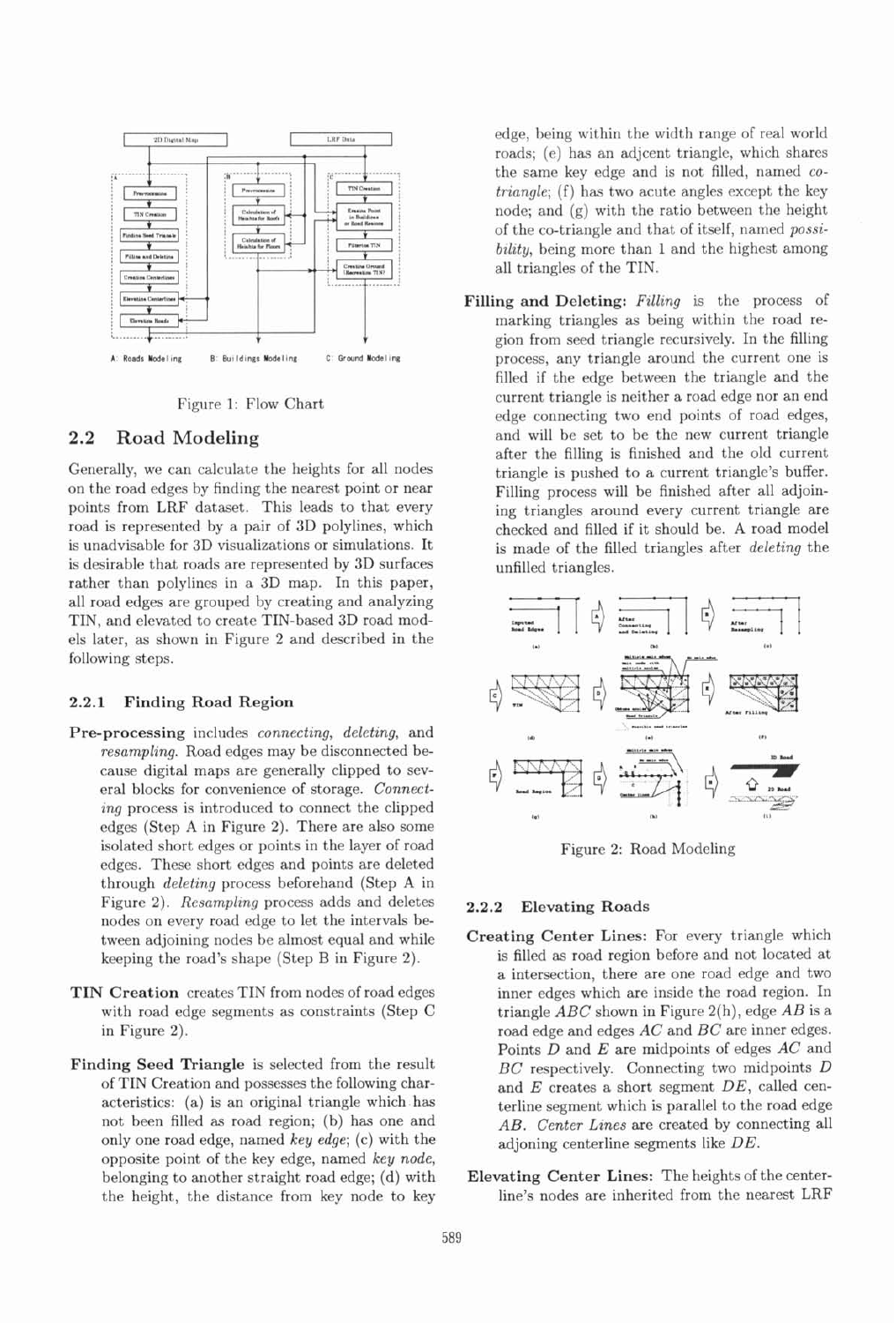Figure 1: Flow Chart

## 2.2 Road Modeling

Generally, we can calculate the heights for all nodes on the road edges by finding the nearest point or near points from LRF dataset. This leads to that every road is represented by a pair of 3D polylines, which is unadvisable for 3D visualizations or simulations. It is desirable that roads are represented by 3D surfaces rather than polylines in a 3D map. In this paper, all road edges are grouped by creating and analyzing TIN, and elevated to create TIN-based 3D road models later, as shown in Figure 2 and described in the following steps.

### 2.2.1 Finding Road Region

- **Pre-processing** includes *connecting*, *deleting*, and *resampling*. Road edges may be disconnected because digital maps are generally clipped to several blocks for convenience of storage. *Connecting* process is introduced to connect the clipped edges (Step A in Figure 2). There are also some isolated short edges or points in the layer of road edges. These short edges and points are deleted through *deleting* process beforehand (Step A in Figure 2). *Resampling* process adds and deletes nodes on every road edge to let the intervals between adjoining nodes be almost equal and while keeping the road's shape (Step B in Figure 2).

- **TIN Creation** creates TIN from nodes of road edges with road edge segments as constraints (Step C in Figure 2).

- **Finding Seed Triangle** is selected from the result of TIN Creation and possesses the following characteristics: (a) is an original triangle which has not been filled as road region; (b) has one and only one road edge, named *key edge*; (c) with the opposite point of the key edge, named *key node*, belonging to another straight road edge; (d) with the height, the distance from key node to key edge, being within the width range of real world roads; (e) has an adjcent triangle, which shares the same key edge and is not filled, named *co-triangle*; (f) has two acute angles except the key node; and (g) with the ratio between the height of the co-triangle and that of itself, named *possibility*, being more than 1 and the highest among all triangles of the TIN.

- **Filling and Deleting:** *Filling* is the process of marking triangles as being within the road region from seed triangle recursively. In the filling process, any triangle around the current one is filled if the edge between the triangle and the current triangle is neither a road edge nor an end edge connecting two end points of road edges, and will be set to be the new current triangle after the filling is finished and the old current triangle is pushed to a current triangle's buffer. Filling process will be finished after all adjoining triangles around every current triangle are checked and filled if it should be. A road model is made of the filled triangles after *deleting* the unfilled triangles.

Figure 2: Road Modeling

### 2.2.2 Elevating Roads

- **Creating Center Lines:** For every triangle which is filled as road region before and not located at a intersection, there are one road edge and two inner edges which are inside the road region. In triangle $ABC$ shown in Figure 2(h), edge $AB$ is a road edge and edges $AC$ and $BC$ are inner edges. Points $D$ and $E$ are midpoints of edges $AC$ and $BC$ respectively. Connecting two midpoints $D$ and $E$ creates a short segment $DE$, called centerline segment which is parallel to the road edge $AB$. *Center Lines* are created by connecting all adjoining centerline segments like $DE$.

- **Elevating Center Lines:** The heights of the centerline's nodes are inherited from the nearest LRF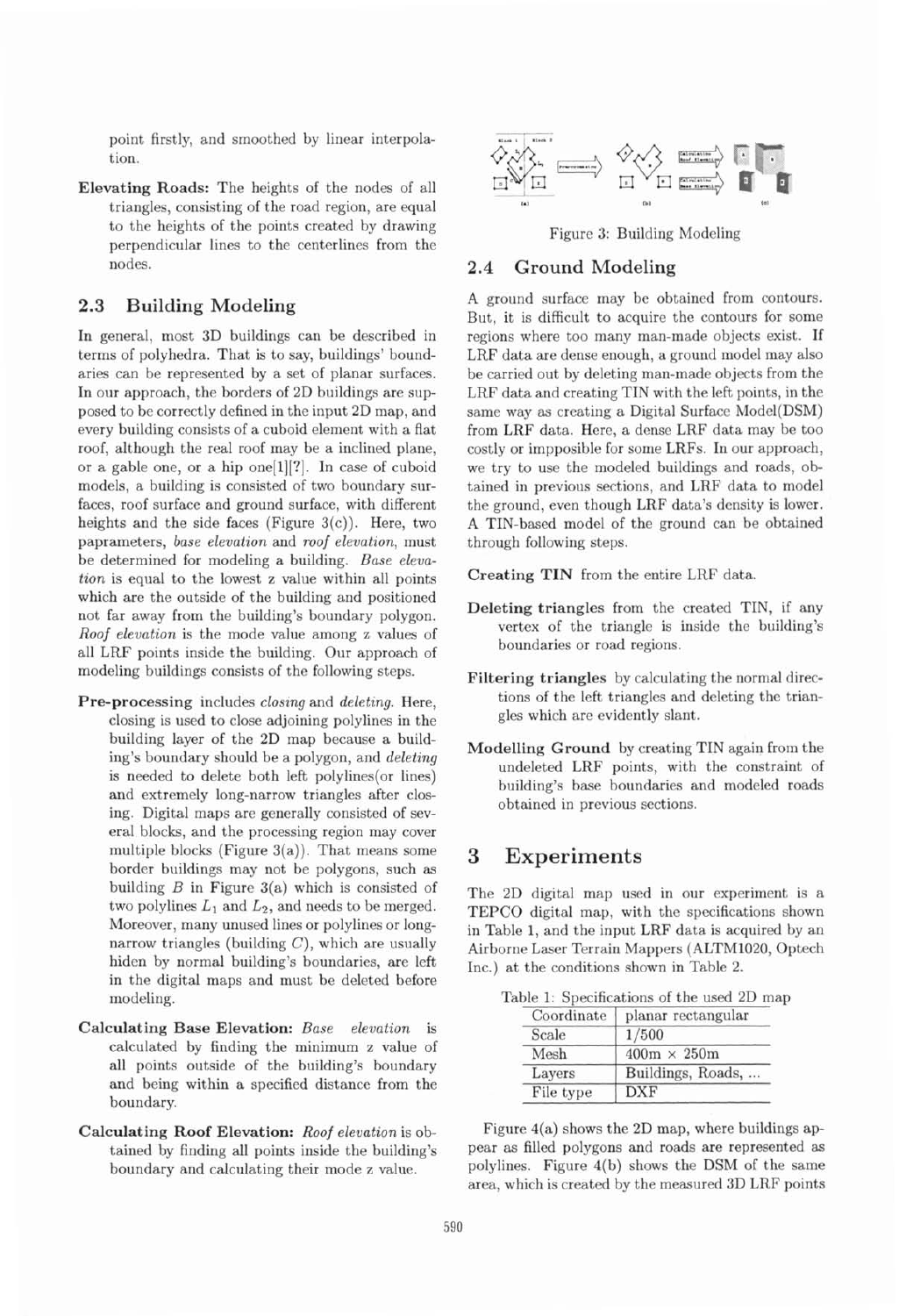point firstly, and smoothed by linear interpolation.

**Elevating Roads:** The heights of the nodes of all triangles, consisting of the road region, are equal to the heights of the points created by drawing perpendicular lines to the centerlines from the nodes.

## 2.3 Building Modeling

In general, most 3D buildings can be described in terms of polyhedra. That is to say, buildings' boundaries can be represented by a set of planar surfaces. In our approach, the borders of 2D buildings are supposed to be correctly defined in the input 2D map, and every building consists of a cuboid element with a flat roof, although the real roof may be a inclined plane, or a gable one, or a hip one[1][?]. In case of cuboid models, a building is consisted of two boundary surfaces, roof surface and ground surface, with different heights and the side faces (Figure 3(c)). Here, two papameters, *base elevation* and *roof elevation*, must be determined for modeling a building. *Base elevation* is equal to the lowest z value within all points which are the outside of the building and positioned not far away from the building's boundary polygon. *Roof elevation* is the mode value among z values of all LRF points inside the building. Our approach of modeling buildings consists of the following steps.

**Pre-processing** includes *closing* and *deleting*. Here, closing is used to close adjoining polylines in the building layer of the 2D map because a building's boundary should be a polygon, and *deleting* is needed to delete both left polylines(or lines) and extremely long-narrow triangles after closing. Digital maps are generally consisted of several blocks, and the processing region may cover multiple blocks (Figure 3(a)). That means some border buildings may not be polygons, such as building $B$ in Figure 3(a) which is consisted of two polylines $L_1$ and $L_2$, and needs to be merged. Moreover, many unused lines or polylines or long-narrow triangles (building $C$), which are usually hiden by normal building's boundaries, are left in the digital maps and must be deleted before modeling.

**Calculating Base Elevation:** *Base elevation* is calculated by finding the minimum z value of all points outside of the building's boundary and being within a specified distance from the boundary.

**Calculating Roof Elevation:** *Roof elevation* is obtained by finding all points inside the building's boundary and calculating their mode z value.

Figure 3: Building Modeling

## 2.4 Ground Modeling

A ground surface may be obtained from contours. But, it is difficult to acquire the contours for some regions where too many man-made objects exist. If LRF data are dense enough, a ground model may also be carried out by deleting man-made objects from the LRF data and creating TIN with the left points, in the same way as creating a Digital Surface Model(DSM) from LRF data. Here, a dense LRF data may be too costly or impposible for some LRFs. In our approach, we try to use the modeled buildings and roads, obtained in previous sections, and LRF data to model the ground, even though LRF data's density is lower. A TIN-based model of the ground can be obtained through following steps.

**Creating TIN** from the entire LRF data.

**Deleting triangles** from the created TIN, if any vertex of the triangle is inside the building's boundaries or road regions.

**Filtering triangles** by calculating the normal directions of the left triangles and deleting the triangles which are evidently slant.

**Modelling Ground** by creating TIN again from the undeleted LRF points, with the constraint of building's base boundaries and modeled roads obtained in previous sections.

# 3 Experiments

The 2D digital map used in our experiment is a TEPCO digital map, with the specifications shown in Table 1, and the input LRF data is acquired by an Airborne Laser Terrain Mappers (ALTM1020, Optech Inc.) at the conditions shown in Table 2.

Table 1: Specifications of the used 2D map

| Coordinate | planar rectangular |
|---|---|
| Scale | 1/500 |
| Mesh | 400m × 250m |
| Layers | Buildings, Roads, ... |
| File type | DXF |

Figure 4(a) shows the 2D map, where buildings appear as filled polygons and roads are represented as polylines. Figure 4(b) shows the DSM of the same area, which is created by the measured 3D LRF points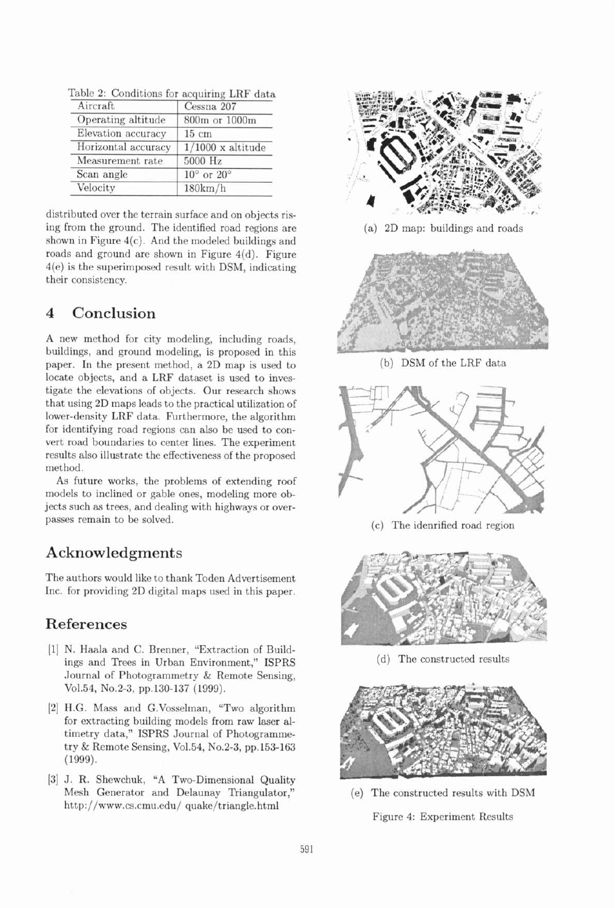Table 2: Conditions for acquiring LRF data

| | |
|---|---|
| Aircraft | Cessna 207 |
| Operating altitude | 800m or 1000m |
| Elevation accuracy | 15 cm |
| Horizontal accuracy | 1/1000 x altitude |
| Measurement rate | 5000 Hz |
| Scan angle | $10^\circ$ or $20^\circ$ |
| Velocity | 180km/h |

distributed over the terrain surface and on objects rising from the ground. The identified road regions are shown in Figure 4(c). And the modeled buildings and roads and ground are shown in Figure 4(d). Figure 4(e) is the superimposed result with DSM, indicating their consistency.

## 4 Conclusion

A new method for city modeling, including roads, buildings, and ground modeling, is proposed in this paper. In the present method, a 2D map is used to locate objects, and a LRF dataset is used to investigate the elevations of objects. Our research shows that using 2D maps leads to the practical utilization of lower-density LRF data. Furthermore, the algorithm for identifying road regions can also be used to convert road boundaries to center lines. The experiment results also illustrate the effectiveness of the proposed method.

As future works, the problems of extending roof models to inclined or gable ones, modeling more objects such as trees, and dealing with highways or overpasses remain to be solved.

## Acknowledgments

The authors would like to thank Toden Advertisement Inc. for providing 2D digital maps used in this paper.

## References

[1] N. Haala and C. Brenner, "Extraction of Buildings and Trees in Urban Environment," ISPRS Journal of Photogrammetry & Remote Sensing, Vol.54, No.2-3, pp.130-137 (1999).

[2] H.G. Mass and G.Vosselman, "Two algorithm for extracting building models from raw laser altimetry data," ISPRS Journal of Photogrammetry & Remote Sensing, Vol.54, No.2-3, pp.153-163 (1999).

[3] J. R. Shewchuk, "A Two-Dimensional Quality Mesh Generator and Delaunay Triangulator," http://www.cs.cmu.edu/ quake/triangle.html

(a) 2D map: buildings and roads

(b) DSM of the LRF data

(c) The idenrified road region

(d) The constructed results

(e) The constructed results with DSM

Figure 4: Experiment Results